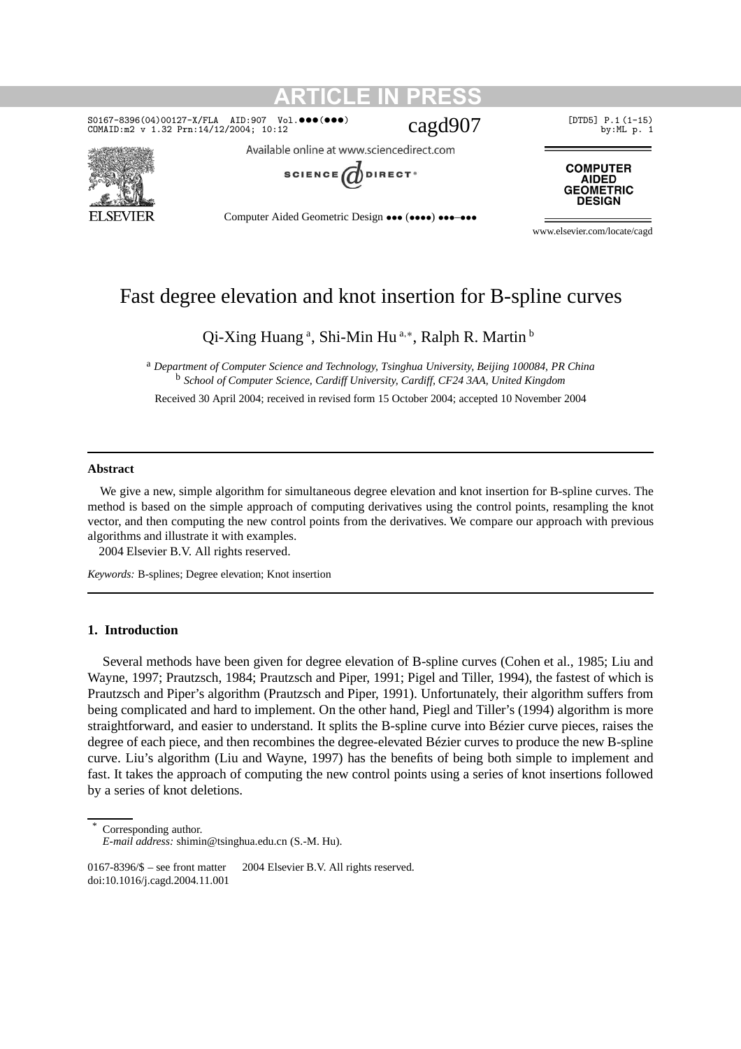# Fast degree elevation and knot insertion for B-spline curves

Qi-Xing Huang [a], Shi-Min Hu [a,*], Ralph R. Martin [b]

[a] *Department of Computer Science and Technology, Tsinghua University, Beijing 100084, PR China*
[b] *School of Computer Science, Cardiff University, Cardiff, CF24 3AA, United Kingdom*

Received 30 April 2004; received in revised form 15 October 2004; accepted 10 November 2004

---

### Abstract

We give a new, simple algorithm for simultaneous degree elevation and knot insertion for B-spline curves. The method is based on the simple approach of computing derivatives using the control points, resampling the knot vector, and then computing the new control points from the derivatives. We compare our approach with previous algorithms and illustrate it with examples.
2004 Elsevier B.V. All rights reserved.

*Keywords:* B-splines; Degree elevation; Knot insertion

---

## 1. Introduction

Several methods have been given for degree elevation of B-spline curves (Cohen et al., 1985; Liu and Wayne, 1997; Prautzsch, 1984; Prautzsch and Piper, 1991; Pigel and Tiller, 1994), the fastest of which is Prautzsch and Piper's algorithm (Prautzsch and Piper, 1991). Unfortunately, their algorithm suffers from being complicated and hard to implement. On the other hand, Piegl and Tiller's (1994) algorithm is more straightforward, and easier to understand. It splits the B-spline curve into Bézier curve pieces, raises the degree of each piece, and then recombines the degree-elevated Bézier curves to produce the new B-spline curve. Liu's algorithm (Liu and Wayne, 1997) has the benefits of being both simple to implement and fast. It takes the approach of computing the new control points using a series of knot insertions followed by a series of knot deletions.

---

\* Corresponding author.
*E-mail address:* shimin@tsinghua.edu.cn (S.-M. Hu).

0167-8396/$ – see front matter 2004 Elsevier B.V. All rights reserved.
doi:10.1016/j.cagd.2004.11.001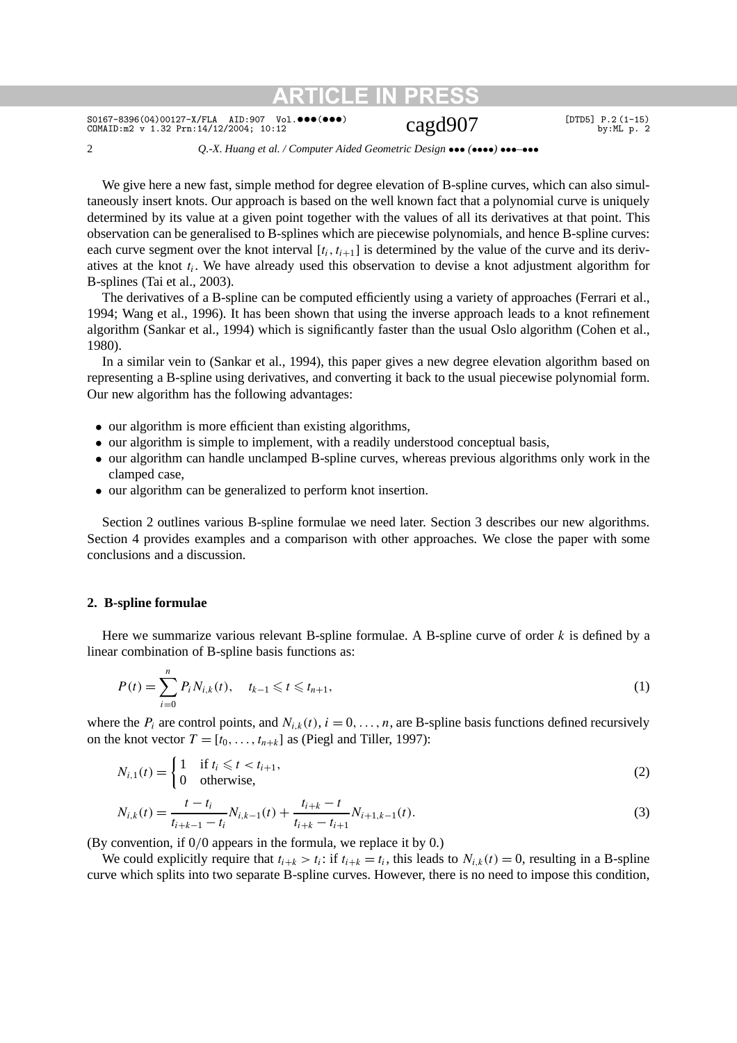We give here a new fast, simple method for degree elevation of B-spline curves, which can also simultaneously insert knots. Our approach is based on the well known fact that a polynomial curve is uniquely determined by its value at a given point together with the values of all its derivatives at that point. This observation can be generalised to B-splines which are piecewise polynomials, and hence B-spline curves: each curve segment over the knot interval $[t_i, t_{i+1}]$ is determined by the value of the curve and its derivatives at the knot $t_i$. We have already used this observation to devise a knot adjustment algorithm for B-splines (Tai et al., 2003).

The derivatives of a B-spline can be computed efficiently using a variety of approaches (Ferrari et al., 1994; Wang et al., 1996). It has been shown that using the inverse approach leads to a knot refinement algorithm (Sankar et al., 1994) which is significantly faster than the usual Oslo algorithm (Cohen et al., 1980).

In a similar vein to (Sankar et al., 1994), this paper gives a new degree elevation algorithm based on representing a B-spline using derivatives, and converting it back to the usual piecewise polynomial form. Our new algorithm has the following advantages:

- our algorithm is more efficient than existing algorithms,
- our algorithm is simple to implement, with a readily understood conceptual basis,
- our algorithm can handle unclamped B-spline curves, whereas previous algorithms only work in the clamped case,
- our algorithm can be generalized to perform knot insertion.

Section 2 outlines various B-spline formulae we need later. Section 3 describes our new algorithms. Section 4 provides examples and a comparison with other approaches. We close the paper with some conclusions and a discussion.

## 2. B-spline formulae

Here we summarize various relevant B-spline formulae. A B-spline curve of order $k$ is defined by a linear combination of B-spline basis functions as:

$$P(t) = \sum_{i=0}^{n} P_i N_{i,k}(t), \quad t_{k-1} \leqslant t \leqslant t_{n+1}, \tag{1}$$

where the $P_i$ are control points, and $N_{i,k}(t)$, $i = 0, \ldots, n$, are B-spline basis functions defined recursively on the knot vector $T = [t_0, \ldots, t_{n+k}]$ as (Piegl and Tiller, 1997):

$$N_{i,1}(t) = \begin{cases} 1 & \text{if } t_i \leqslant t < t_{i+1}, \\ 0 & \text{otherwise,} \end{cases} \tag{2}$$

$$N_{i,k}(t) = \frac{t - t_i}{t_{i+k-1} - t_i} N_{i,k-1}(t) + \frac{t_{i+k} - t}{t_{i+k} - t_{i+1}} N_{i+1,k-1}(t). \tag{3}$$

(By convention, if $0/0$ appears in the formula, we replace it by 0.)

We could explicitly require that $t_{i+k} > t_i$: if $t_{i+k} = t_i$, this leads to $N_{i,k}(t) = 0$, resulting in a B-spline curve which splits into two separate B-spline curves. However, there is no need to impose this condition,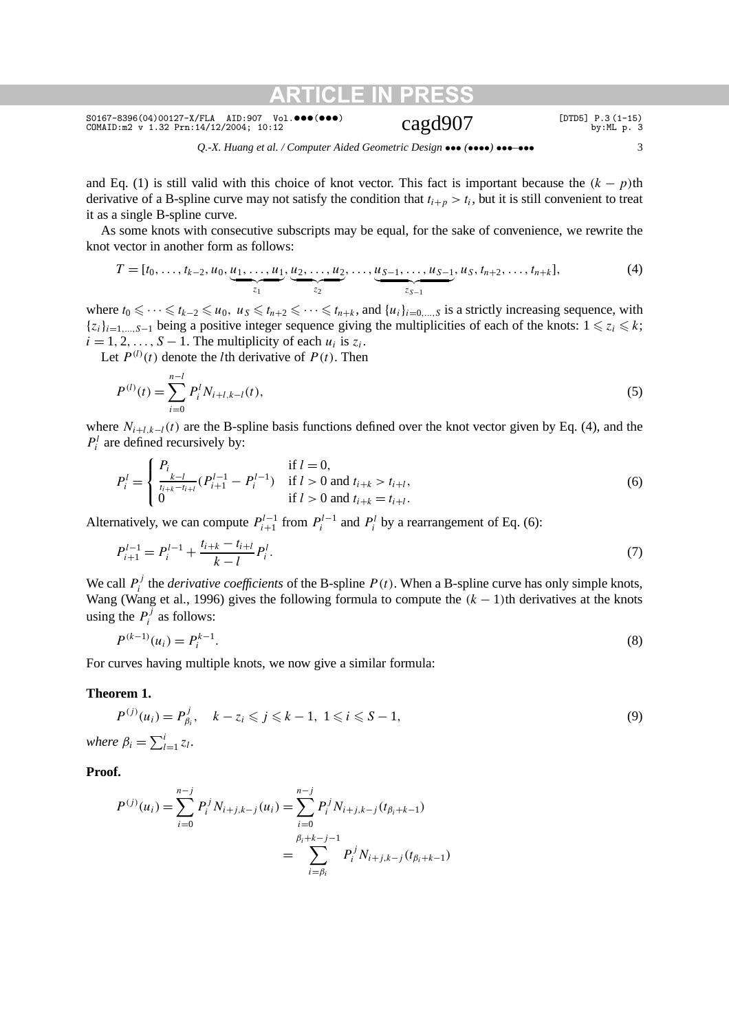and Eq. (1) is still valid with this choice of knot vector. This fact is important because the $(k-p)$th derivative of a B-spline curve may not satisfy the condition that $t_{i+p} > t_i$, but it is still convenient to treat it as a single B-spline curve.

As some knots with consecutive subscripts may be equal, for the sake of convenience, we rewrite the knot vector in another form as follows:

$$T = [t_0, \ldots, t_{k-2}, u_0, \underbrace{u_1, \ldots, u_1}_{z_1}, \underbrace{u_2, \ldots, u_2}_{z_2}, \ldots, \underbrace{u_{S-1}, \ldots, u_{S-1}}_{z_{S-1}}, u_S, t_{n+2}, \ldots, t_{n+k}], \tag{4}$$

where $t_0 \leqslant \cdots \leqslant t_{k-2} \leqslant u_0$, $u_S \leqslant t_{n+2} \leqslant \cdots \leqslant t_{n+k}$, and $\{u_i\}_{i=0,\ldots,S}$ is a strictly increasing sequence, with $\{z_i\}_{i=1,\ldots,S-1}$ being a positive integer sequence giving the multiplicities of each of the knots: $1 \leqslant z_i \leqslant k$; $i = 1, 2, \ldots, S-1$. The multiplicity of each $u_i$ is $z_i$.

Let $P^{(l)}(t)$ denote the $l$th derivative of $P(t)$. Then

$$P^{(l)}(t) = \sum_{i=0}^{n-l} P_i^l N_{i+l,k-l}(t), \tag{5}$$

where $N_{i+l,k-l}(t)$ are the B-spline basis functions defined over the knot vector given by Eq. (4), and the $P_i^l$ are defined recursively by:

$$P_i^l = \begin{cases} P_i & \text{if } l = 0, \\ \frac{k-l}{t_{i+k}-t_{i+l}}(P_{i+1}^{l-1} - P_i^{l-1}) & \text{if } l > 0 \text{ and } t_{i+k} > t_{i+l}, \\ 0 & \text{if } l > 0 \text{ and } t_{i+k} = t_{i+l}. \end{cases} \tag{6}$$

Alternatively, we can compute $P_{i+1}^{l-1}$ from $P_i^{l-1}$ and $P_i^l$ by a rearrangement of Eq. (6):

$$P_{i+1}^{l-1} = P_i^{l-1} + \frac{t_{i+k} - t_{i+l}}{k-l} P_i^l. \tag{7}$$

We call $P_i^j$ the *derivative coefficients* of the B-spline $P(t)$. When a B-spline curve has only simple knots, Wang (Wang et al., 1996) gives the following formula to compute the $(k-1)$th derivatives at the knots using the $P_i^j$ as follows:

$$P^{(k-1)}(u_i) = P_i^{k-1}. \tag{8}$$

For curves having multiple knots, we now give a similar formula:

**Theorem 1.**

$$P^{(j)}(u_i) = P_{\beta_i}^j, \quad k - z_i \leqslant j \leqslant k-1,\ 1 \leqslant i \leqslant S-1, \tag{9}$$

*where* $\beta_i = \sum_{l=1}^{i} z_l$.

**Proof.**

$$\begin{aligned} P^{(j)}(u_i) = \sum_{i=0}^{n-j} P_i^j N_{i+j,k-j}(u_i) &= \sum_{i=0}^{n-j} P_i^j N_{i+j,k-j}(t_{\beta_i+k-1}) \\ &= \sum_{i=\beta_i}^{\beta_i+k-j-1} P_i^j N_{i+j,k-j}(t_{\beta_i+k-1}) \end{aligned}$$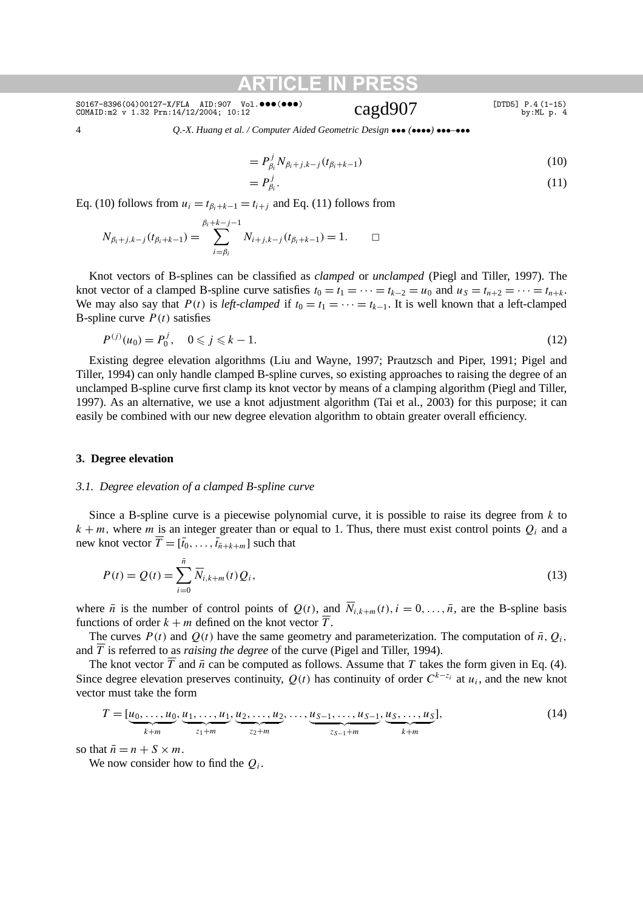$$= P_{\beta_i}^j N_{\beta_i+j,k-j}(t_{\beta_i+k-1}) \tag{10}$$

$$= P_{\beta_i}^j. \tag{11}$$

Eq. (10) follows from $u_i = t_{\beta_i+k-1} = t_{i+j}$ and Eq. (11) follows from

$$N_{\beta_i+j,k-j}(t_{\beta_i+k-1}) = \sum_{i=\beta_i}^{\beta_i+k-j-1} N_{i+j,k-j}(t_{\beta_i+k-1}) = 1. \qquad \square$$

Knot vectors of B-splines can be classified as *clamped* or *unclamped* (Piegl and Tiller, 1997). The knot vector of a clamped B-spline curve satisfies $t_0 = t_1 = \cdots = t_{k-2} = u_0$ and $u_S = t_{n+2} = \cdots = t_{n+k}$. We may also say that $P(t)$ is *left-clamped* if $t_0 = t_1 = \cdots = t_{k-1}$. It is well known that a left-clamped B-spline curve $P(t)$ satisfies

$$P^{(j)}(u_0) = P_0^j, \quad 0 \leqslant j \leqslant k-1. \tag{12}$$

Existing degree elevation algorithms (Liu and Wayne, 1997; Prautzsch and Piper, 1991; Pigel and Tiller, 1994) can only handle clamped B-spline curves, so existing approaches to raising the degree of an unclamped B-spline curve first clamp its knot vector by means of a clamping algorithm (Piegl and Tiller, 1997). As an alternative, we use a knot adjustment algorithm (Tai et al., 2003) for this purpose; it can easily be combined with our new degree elevation algorithm to obtain greater overall efficiency.

## 3. Degree elevation

### 3.1. Degree elevation of a clamped B-spline curve

Since a B-spline curve is a piecewise polynomial curve, it is possible to raise its degree from $k$ to $k+m$, where $m$ is an integer greater than or equal to 1. Thus, there must exist control points $Q_i$ and a new knot vector $\overline{T} = [\bar{t}_0, \ldots, \bar{t}_{\bar{n}+k+m}]$ such that

$$P(t) = Q(t) = \sum_{i=0}^{\bar{n}} \overline{N}_{i,k+m}(t) Q_i, \tag{13}$$

where $\bar{n}$ is the number of control points of $Q(t)$, and $\overline{N}_{i,k+m}(t)$, $i = 0, \ldots, \bar{n}$, are the B-spline basis functions of order $k+m$ defined on the knot vector $\overline{T}$.

The curves $P(t)$ and $Q(t)$ have the same geometry and parameterization. The computation of $\bar{n}$, $Q_i$, and $\overline{T}$ is referred to as *raising the degree* of the curve (Pigel and Tiller, 1994).

The knot vector $\overline{T}$ and $\bar{n}$ can be computed as follows. Assume that $T$ takes the form given in Eq. (4). Since degree elevation preserves continuity, $Q(t)$ has continuity of order $C^{k-z_i}$ at $u_i$, and the new knot vector must take the form

$$T = [\underbrace{u_0, \ldots, u_0}_{k+m}, \underbrace{u_1, \ldots, u_1}_{z_1+m}, \underbrace{u_2, \ldots, u_2}_{z_2+m}, \ldots, \underbrace{u_{S-1}, \ldots, u_{S-1}}_{z_{S-1}+m}, \underbrace{u_S, \ldots, u_S}_{k+m}], \tag{14}$$

so that $\bar{n} = n + S \times m$.

We now consider how to find the $Q_i$.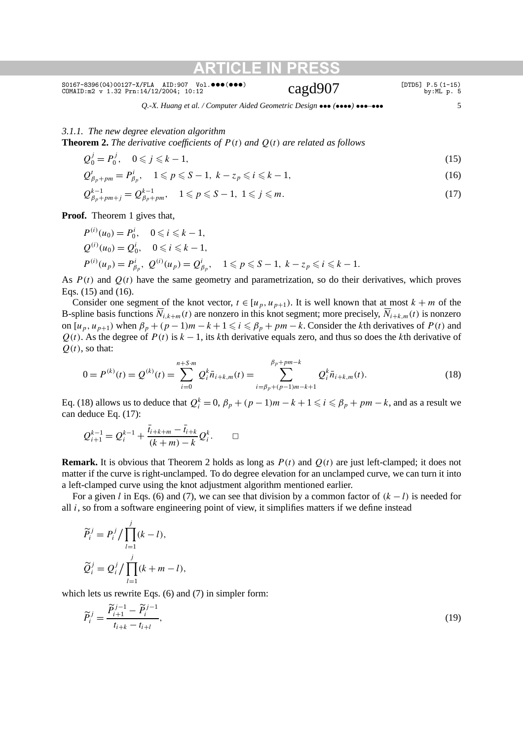#### 3.1.1. The new degree elevation algorithm

**Theorem 2.** *The derivative coefficients of $P(t)$ and $Q(t)$ are related as follows*

$$Q_0^j = P_0^j, \quad 0 \leqslant j \leqslant k-1, \tag{15}$$

$$Q^t_{\beta_p+pm} = P^i_{\beta_p}, \quad 1 \leqslant p \leqslant S-1,\ k-z_p \leqslant i \leqslant k-1, \tag{16}$$

$$Q^{k-1}_{\beta_p+pm+j} = Q^{k-1}_{\beta_p+pm}, \quad 1 \leqslant p \leqslant S-1,\ 1 \leqslant j \leqslant m. \tag{17}$$

**Proof.** Theorem 1 gives that,

$$P^{(i)}(u_0) = P_0^i, \quad 0 \leqslant i \leqslant k-1,$$

$$Q^{(i)}(u_0) = Q_0^i, \quad 0 \leqslant i \leqslant k-1,$$

$$P^{(i)}(u_p) = P^i_{\beta_p},\ Q^{(i)}(u_p) = Q^i_{\beta_p}, \quad 1 \leqslant p \leqslant S-1,\ k-z_p \leqslant i \leqslant k-1.$$

As $P(t)$ and $Q(t)$ have the same geometry and parametrization, so do their derivatives, which proves Eqs. (15) and (16).

Consider one segment of the knot vector, $t \in [u_p, u_{p+1})$. It is well known that at most $k+m$ of the B-spline basis functions $\overline{N}_{i,k+m}(t)$ are nonzero in this knot segment; more precisely, $\overline{N}_{i+k,m}(t)$ is nonzero on $[u_p, u_{p+1})$ when $\beta_p + (p-1)m - k + 1 \leqslant i \leqslant \beta_p + pm - k$. Consider the $k$th derivatives of $P(t)$ and $Q(t)$. As the degree of $P(t)$ is $k-1$, its $k$th derivative equals zero, and thus so does the $k$th derivative of $Q(t)$, so that:

$$0 = P^{(k)}(t) = Q^{(k)}(t) = \sum_{i=0}^{n+S\cdot m} Q_i^k \bar{n}_{i+k,m}(t) = \sum_{i=\beta_p+(p-1)m-k+1}^{\beta_p+pm-k} Q_i^k \bar{n}_{i+k,m}(t). \tag{18}$$

Eq. (18) allows us to deduce that $Q_i^k = 0$, $\beta_p + (p-1)m - k + 1 \leqslant i \leqslant \beta_p + pm - k$, and as a result we can deduce Eq. (17):

$$Q_{i+1}^{k-1} = Q_i^{k-1} + \frac{\bar{t}_{i+k+m} - \bar{t}_{i+k}}{(k+m)-k} Q_i^k. \qquad \square$$

**Remark.** It is obvious that Theorem 2 holds as long as $P(t)$ and $Q(t)$ are just left-clamped; it does not matter if the curve is right-unclamped. To do degree elevation for an unclamped curve, we can turn it into a left-clamped curve using the knot adjustment algorithm mentioned earlier.

For a given $l$ in Eqs. (6) and (7), we can see that division by a common factor of $(k-l)$ is needed for all $i$, so from a software engineering point of view, it simplifies matters if we define instead

$$\widetilde{P}_i^j = P_i^j \Big/ \prod_{l=1}^{j} (k-l),$$

$$\widetilde{Q}_i^j = Q_i^j \Big/ \prod_{l=1}^{j} (k+m-l),$$

which lets us rewrite Eqs. (6) and (7) in simpler form:

$$\widetilde{P}_i^j = \frac{\widetilde{P}_{i+1}^{j-1} - \widetilde{P}_i^{j-1}}{t_{i+k} - t_{i+l}}, \tag{19}$$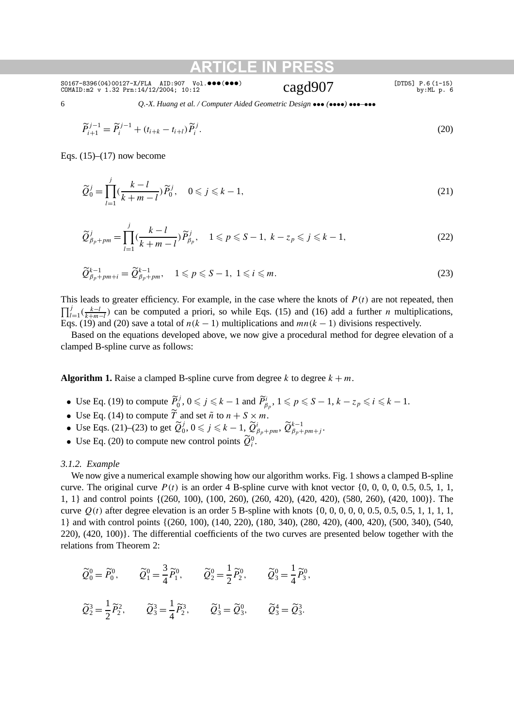$$\widetilde{P}_{i+1}^{j-1} = \widetilde{P}_i^{j-1} + (t_{i+k} - t_{i+l})\widetilde{P}_i^j. \tag{20}$$

Eqs. (15)–(17) now become

$$\widetilde{Q}_0^j = \prod_{l=1}^{j} \left(\frac{k-l}{k+m-l}\right)\widetilde{P}_0^j, \quad 0 \leqslant j \leqslant k-1, \tag{21}$$

$$\widetilde{Q}_{\beta_p+pm}^j = \prod_{l=1}^{j} \left(\frac{k-l}{k+m-l}\right)\widetilde{P}_{\beta_p}^j, \quad 1 \leqslant p \leqslant S-1,\ k-z_p \leqslant j \leqslant k-1, \tag{22}$$

$$\widetilde{Q}_{\beta_p+pm+i}^{k-1} = \widetilde{Q}_{\beta_p+pm}^{k-1}, \quad 1 \leqslant p \leqslant S-1,\ 1 \leqslant i \leqslant m. \tag{23}$$

This leads to greater efficiency. For example, in the case where the knots of $P(t)$ are not repeated, then $\prod_{l=1}^{j}(\frac{k-l}{k+m-l})$ can be computed a priori, so while Eqs. (15) and (16) add a further $n$ multiplications, Eqs. (19) and (20) save a total of $n(k-1)$ multiplications and $mn(k-1)$ divisions respectively.

Based on the equations developed above, we now give a procedural method for degree elevation of a clamped B-spline curve as follows:

**Algorithm 1.** Raise a clamped B-spline curve from degree $k$ to degree $k+m$.

- Use Eq. (19) to compute $\widetilde{P}_0^j$, $0 \leqslant j \leqslant k-1$ and $\widetilde{P}_{\beta_p}^i$, $1 \leqslant p \leqslant S-1$, $k-z_p \leqslant i \leqslant k-1$.
- Use Eq. (14) to compute $\widetilde{T}$ and set $\tilde{n}$ to $n + S \times m$.
- Use Eqs. (21)–(23) to get $\widetilde{Q}_0^j$, $0 \leqslant j \leqslant k-1$, $\widetilde{Q}_{\beta_p+pm}^i$, $\widetilde{Q}_{\beta_p+pm+j}^{k-1}$.
- Use Eq. (20) to compute new control points $\widetilde{Q}_i^0$.

#### 3.1.2. Example

We now give a numerical example showing how our algorithm works. Fig. 1 shows a clamped B-spline curve. The original curve $P(t)$ is an order 4 B-spline curve with knot vector {0, 0, 0, 0, 0.5, 0.5, 1, 1, 1, 1} and control points {(260, 100), (100, 260), (260, 420), (420, 420), (580, 260), (420, 100)}. The curve $Q(t)$ after degree elevation is an order 5 B-spline with knots {0, 0, 0, 0, 0, 0.5, 0.5, 0.5, 1, 1, 1, 1, 1} and with control points {(260, 100), (140, 220), (180, 340), (280, 420), (400, 420), (500, 340), (540, 220), (420, 100)}. The differential coefficients of the two curves are presented below together with the relations from Theorem 2:

$$\widetilde{Q}_0^0 = \widetilde{P}_0^0, \qquad \widetilde{Q}_1^0 = \frac{3}{4}\widetilde{P}_1^0, \qquad \widetilde{Q}_2^0 = \frac{1}{2}\widetilde{P}_2^0, \qquad \widetilde{Q}_3^0 = \frac{1}{4}\widetilde{P}_3^0,$$

$$\widetilde{Q}_2^3 = \frac{1}{2}\widetilde{P}_2^2, \qquad \widetilde{Q}_3^3 = \frac{1}{4}\widetilde{P}_2^3, \qquad \widetilde{Q}_3^1 = \widetilde{Q}_3^0, \qquad \widetilde{Q}_3^4 = \widetilde{Q}_3^3.$$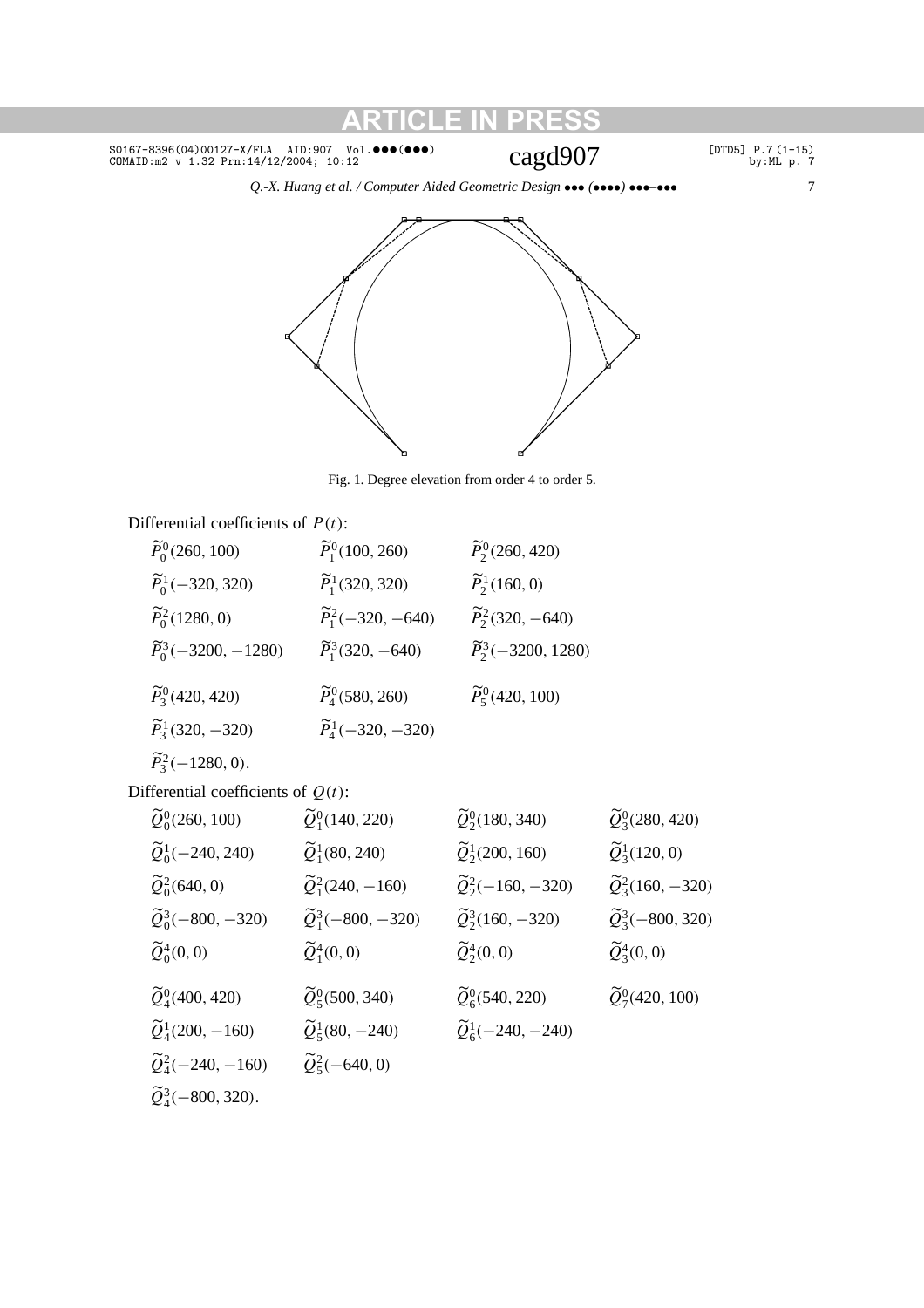Fig. 1. Degree elevation from order 4 to order 5.

Differential coefficients of $P(t)$:

$\widetilde{P}_0^0(260, 100)$ $\quad$ $\widetilde{P}_1^0(100, 260)$ $\quad$ $\widetilde{P}_2^0(260, 420)$

$\widetilde{P}_0^1(-320, 320)$ $\quad$ $\widetilde{P}_1^1(320, 320)$ $\quad$ $\widetilde{P}_2^1(160, 0)$

$\widetilde{P}_0^2(1280, 0)$ $\quad$ $\widetilde{P}_1^2(-320, -640)$ $\quad$ $\widetilde{P}_2^2(320, -640)$

$\widetilde{P}_0^3(-3200, -1280)$ $\quad$ $\widetilde{P}_1^3(320, -640)$ $\quad$ $\widetilde{P}_2^3(-3200, 1280)$

$\widetilde{P}_3^0(420, 420)$ $\quad$ $\widetilde{P}_4^0(580, 260)$ $\quad$ $\widetilde{P}_5^0(420, 100)$

$\widetilde{P}_3^1(320, -320)$ $\quad$ $\widetilde{P}_4^1(-320, -320)$

$\widetilde{P}_3^2(-1280, 0)$.

Differential coefficients of $Q(t)$:

$\widetilde{Q}_0^0(260, 100)$ $\quad$ $\widetilde{Q}_1^0(140, 220)$ $\quad$ $\widetilde{Q}_2^0(180, 340)$ $\quad$ $\widetilde{Q}_3^0(280, 420)$

$\widetilde{Q}_0^1(-240, 240)$ $\quad$ $\widetilde{Q}_1^1(80, 240)$ $\quad$ $\widetilde{Q}_2^1(200, 160)$ $\quad$ $\widetilde{Q}_3^1(120, 0)$

$\widetilde{Q}_0^2(640, 0)$ $\quad$ $\widetilde{Q}_1^2(240, -160)$ $\quad$ $\widetilde{Q}_2^2(-160, -320)$ $\quad$ $\widetilde{Q}_3^2(160, -320)$

$\widetilde{Q}_0^3(-800, -320)$ $\quad$ $\widetilde{Q}_1^3(-800, -320)$ $\quad$ $\widetilde{Q}_2^3(160, -320)$ $\quad$ $\widetilde{Q}_3^3(-800, 320)$

$\widetilde{Q}_0^4(0, 0)$ $\quad$ $\widetilde{Q}_1^4(0, 0)$ $\quad$ $\widetilde{Q}_2^4(0, 0)$ $\quad$ $\widetilde{Q}_3^4(0, 0)$

$\widetilde{Q}_4^0(400, 420)$ $\quad$ $\widetilde{Q}_5^0(500, 340)$ $\quad$ $\widetilde{Q}_6^0(540, 220)$ $\quad$ $\widetilde{Q}_7^0(420, 100)$

$\widetilde{Q}_4^1(200, -160)$ $\quad$ $\widetilde{Q}_5^1(80, -240)$ $\quad$ $\widetilde{Q}_6^1(-240, -240)$

$\widetilde{Q}_4^2(-240, -160)$ $\quad$ $\widetilde{Q}_5^2(-640, 0)$

$\widetilde{Q}_4^3(-800, 320)$.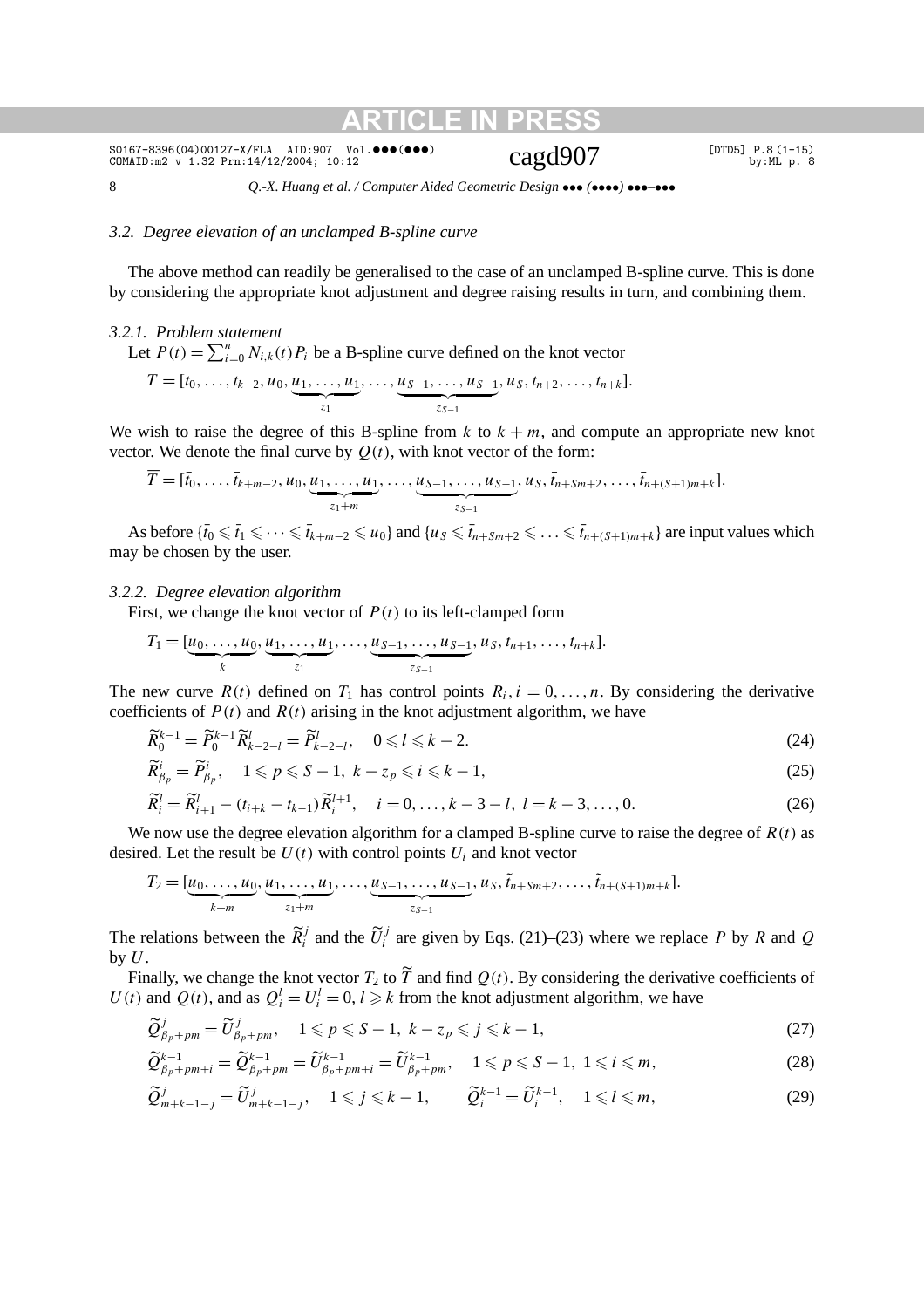### 3.2. Degree elevation of an unclamped B-spline curve

The above method can readily be generalised to the case of an unclamped B-spline curve. This is done by considering the appropriate knot adjustment and degree raising results in turn, and combining them.

#### 3.2.1. Problem statement

Let $P(t) = \sum_{i=0}^{n} N_{i,k}(t) P_i$ be a B-spline curve defined on the knot vector

$$T = [t_0, \ldots, t_{k-2}, u_0, \underbrace{u_1, \ldots, u_1}_{z_1}, \ldots, \underbrace{u_{S-1}, \ldots, u_{S-1}}_{z_{S-1}}, u_S, t_{n+2}, \ldots, t_{n+k}].$$

We wish to raise the degree of this B-spline from $k$ to $k+m$, and compute an appropriate new knot vector. We denote the final curve by $Q(t)$, with knot vector of the form:

$$\overline{T} = [\bar{t}_0, \ldots, \bar{t}_{k+m-2}, u_0, \underbrace{u_1, \ldots, u_1}_{z_1+m}, \ldots, \underbrace{u_{S-1}, \ldots, u_{S-1}}_{z_{S-1}}, u_S, \bar{t}_{n+Sm+2}, \ldots, \bar{t}_{n+(S+1)m+k}].$$

As before $\{\bar{t}_0 \leqslant \bar{t}_1 \leqslant \cdots \leqslant \bar{t}_{k+m-2} \leqslant u_0\}$ and $\{u_S \leqslant \bar{t}_{n+Sm+2} \leqslant \ldots \leqslant \bar{t}_{n+(S+1)m+k}\}$ are input values which may be chosen by the user.

#### 3.2.2. Degree elevation algorithm

First, we change the knot vector of $P(t)$ to its left-clamped form

$$T_1 = [\underbrace{u_0, \ldots, u_0}_{k}, \underbrace{u_1, \ldots, u_1}_{z_1}, \ldots, \underbrace{u_{S-1}, \ldots, u_{S-1}}_{z_{S-1}}, u_S, t_{n+1}, \ldots, t_{n+k}].$$

The new curve $R(t)$ defined on $T_1$ has control points $R_i, i = 0, \ldots, n$. By considering the derivative coefficients of $P(t)$ and $R(t)$ arising in the knot adjustment algorithm, we have

$$\widetilde{R}_0^{k-1} = \widetilde{P}_0^{k-1} \widetilde{R}_{k-2-l}^{l} = \widetilde{P}_{k-2-l}^{l}, \quad 0 \leqslant l \leqslant k-2. \tag{24}$$

$$\widetilde{R}_{\beta_p}^{i} = \widetilde{P}_{\beta_p}^{i}, \quad 1 \leqslant p \leqslant S-1,\ k - z_p \leqslant i \leqslant k-1, \tag{25}$$

$$\widetilde{R}_i^{l} = \widetilde{R}_{i+1}^{l} - (t_{i+k} - t_{k-1}) \widetilde{R}_i^{l+1}, \quad i = 0, \ldots, k-3-l,\ l = k-3, \ldots, 0. \tag{26}$$

We now use the degree elevation algorithm for a clamped B-spline curve to raise the degree of $R(t)$ as desired. Let the result be $U(t)$ with control points $U_i$ and knot vector

$$T_2 = [\underbrace{u_0, \ldots, u_0}_{k+m}, \underbrace{u_1, \ldots, u_1}_{z_1+m}, \ldots, \underbrace{u_{S-1}, \ldots, u_{S-1}}_{z_{S-1}}, u_S, \tilde{t}_{n+Sm+2}, \ldots, \tilde{t}_{n+(S+1)m+k}].$$

The relations between the $\widetilde{R}_i^j$ and the $\widetilde{U}_i^j$ are given by Eqs. (21)–(23) where we replace $P$ by $R$ and $Q$ by $U$.

Finally, we change the knot vector $T_2$ to $\widetilde{T}$ and find $Q(t)$. By considering the derivative coefficients of $U(t)$ and $Q(t)$, and as $Q_i^l = U_i^l = 0, l \geqslant k$ from the knot adjustment algorithm, we have

$$\widetilde{Q}_{\beta_p+pm}^{j} = \widetilde{U}_{\beta_p+pm}^{j}, \quad 1 \leqslant p \leqslant S-1,\ k - z_p \leqslant j \leqslant k-1, \tag{27}$$

$$\widetilde{Q}_{\beta_p+pm+i}^{k-1} = \widetilde{Q}_{\beta_p+pm}^{k-1} = \widetilde{U}_{\beta_p+pm+i}^{k-1} = \widetilde{U}_{\beta_p+pm}^{k-1}, \quad 1 \leqslant p \leqslant S-1,\ 1 \leqslant i \leqslant m, \tag{28}$$

$$\widetilde{Q}_{m+k-1-j}^{j} = \widetilde{U}_{m+k-1-j}^{j}, \quad 1 \leqslant j \leqslant k-1, \qquad \widetilde{Q}_i^{k-1} = \widetilde{U}_i^{k-1}, \quad 1 \leqslant l \leqslant m, \tag{29}$$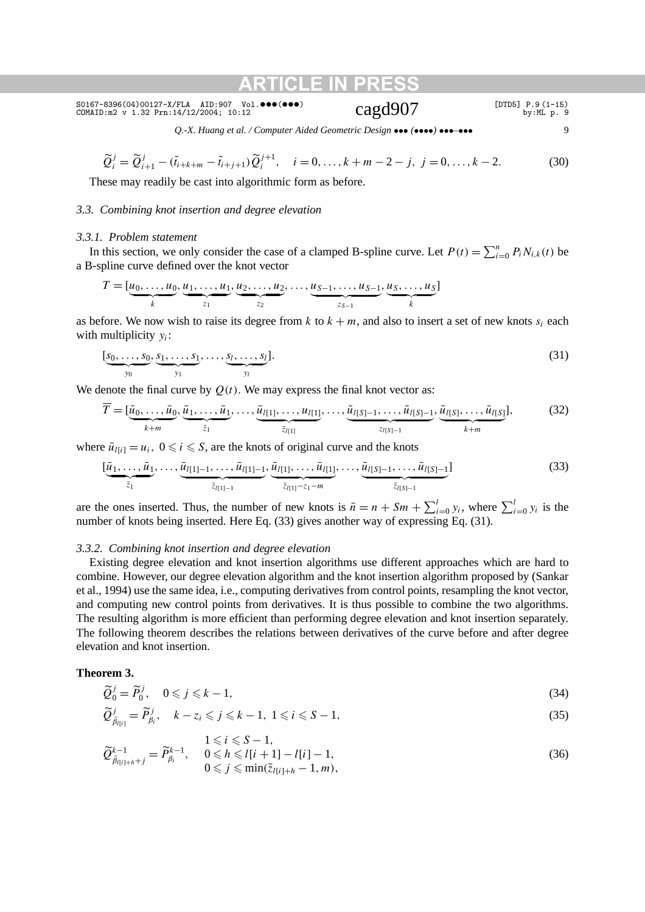$$\widetilde{Q}_i^j = \widetilde{Q}_{i+1}^j - (\tilde{t}_{i+k+m} - \tilde{t}_{i+j+1})\widetilde{Q}_i^{j+1}, \quad i = 0, \dots, k+m-2-j, \ j = 0, \dots, k-2. \tag{30}$$

These may readily be cast into algorithmic form as before.

### 3.3. Combining knot insertion and degree elevation

#### 3.3.1. Problem statement

In this section, we only consider the case of a clamped B-spline curve. Let $P(t) = \sum_{i=0}^{n} P_i N_{i,k}(t)$ be a B-spline curve defined over the knot vector

$$T = [\underbrace{u_0, \dots, u_0}_{k}, \underbrace{u_1, \dots, u_1}_{z_1}, \underbrace{u_2, \dots, u_2}_{z_2}, \dots, \underbrace{u_{S-1}, \dots, u_{S-1}}_{z_{S-1}}, \underbrace{u_S, \dots, u_S}_{k}]$$

as before. We now wish to raise its degree from $k$ to $k+m$, and also to insert a set of new knots $s_i$ each with multiplicity $y_i$:

$$[\underbrace{s_0, \dots, s_0}_{y_0}, \underbrace{s_1, \dots, s_1}_{y_1}, \dots, \underbrace{s_l, \dots, s_l}_{y_l}]. \tag{31}$$

We denote the final curve by $Q(t)$. We may express the final knot vector as:

$$\overline{T} = [\underbrace{\bar{u}_0, \dots, \bar{u}_0}_{k+m}, \underbrace{\bar{u}_1, \dots, \bar{u}_1}_{\bar{z}_1}, \dots, \underbrace{\bar{u}_{l[1]}, \dots, u_{l[1]}}_{\bar{z}_{l[1]}}, \dots, \underbrace{\bar{u}_{l[S]-1}, \dots, \bar{u}_{l[S]-1}}_{z_{l[S]-1}}, \underbrace{\bar{u}_{l[S]}, \dots, \bar{u}_{l[S]}}_{k+m}], \tag{32}$$

where $\bar{u}_{l[i]} = u_i$, $0 \leqslant i \leqslant S$, are the knots of original curve and the knots

$$[\underbrace{\bar{u}_1, \dots, \bar{u}_1}_{\bar{z}_1}, \dots, \underbrace{\bar{u}_{l[1]-1}, \dots, \bar{u}_{l[1]-1}}_{\bar{z}_{l[1]-1}}, \underbrace{\bar{u}_{l[1]}, \dots, \bar{u}_{l[1]}}_{\bar{z}_{l[1]}-z_1-m}, \dots, \underbrace{\bar{u}_{l[S]-1}, \dots, \bar{u}_{l[S]-1}}_{\bar{z}_{l[S]-1}}] \tag{33}$$

are the ones inserted. Thus, the number of new knots is $\bar{n} = n + Sm + \sum_{i=0}^{l} y_i$, where $\sum_{i=0}^{l} y_i$ is the number of knots being inserted. Here Eq. (33) gives another way of expressing Eq. (31).

#### 3.3.2. Combining knot insertion and degree elevation

Existing degree elevation and knot insertion algorithms use different approaches which are hard to combine. However, our degree elevation algorithm and the knot insertion algorithm proposed by (Sankar et al., 1994) use the same idea, i.e., computing derivatives from control points, resampling the knot vector, and computing new control points from derivatives. It is thus possible to combine the two algorithms. The resulting algorithm is more efficient than performing degree elevation and knot insertion separately. The following theorem describes the relations between derivatives of the curve before and after degree elevation and knot insertion.

**Theorem 3.**

$$\widetilde{Q}_0^j = \widetilde{P}_0^j, \quad 0 \leqslant j \leqslant k-1, \tag{34}$$

$$\widetilde{Q}_{\bar{\beta}_{l[i]}}^j = \widetilde{P}_{\beta_i}^j, \quad k - z_i \leqslant j \leqslant k-1, \ 1 \leqslant i \leqslant S-1, \tag{35}$$

$$\widetilde{Q}_{\bar{\beta}_{l[i]+h}+j}^{k-1} = \widetilde{P}_{\beta_i}^{k-1}, \quad \begin{array}{l} 1 \leqslant i \leqslant S-1, \\ 0 \leqslant h \leqslant l[i+1] - l[i] - 1, \\ 0 \leqslant j \leqslant \min(\bar{z}_{l[i]+h} - 1, m), \end{array} \tag{36}$$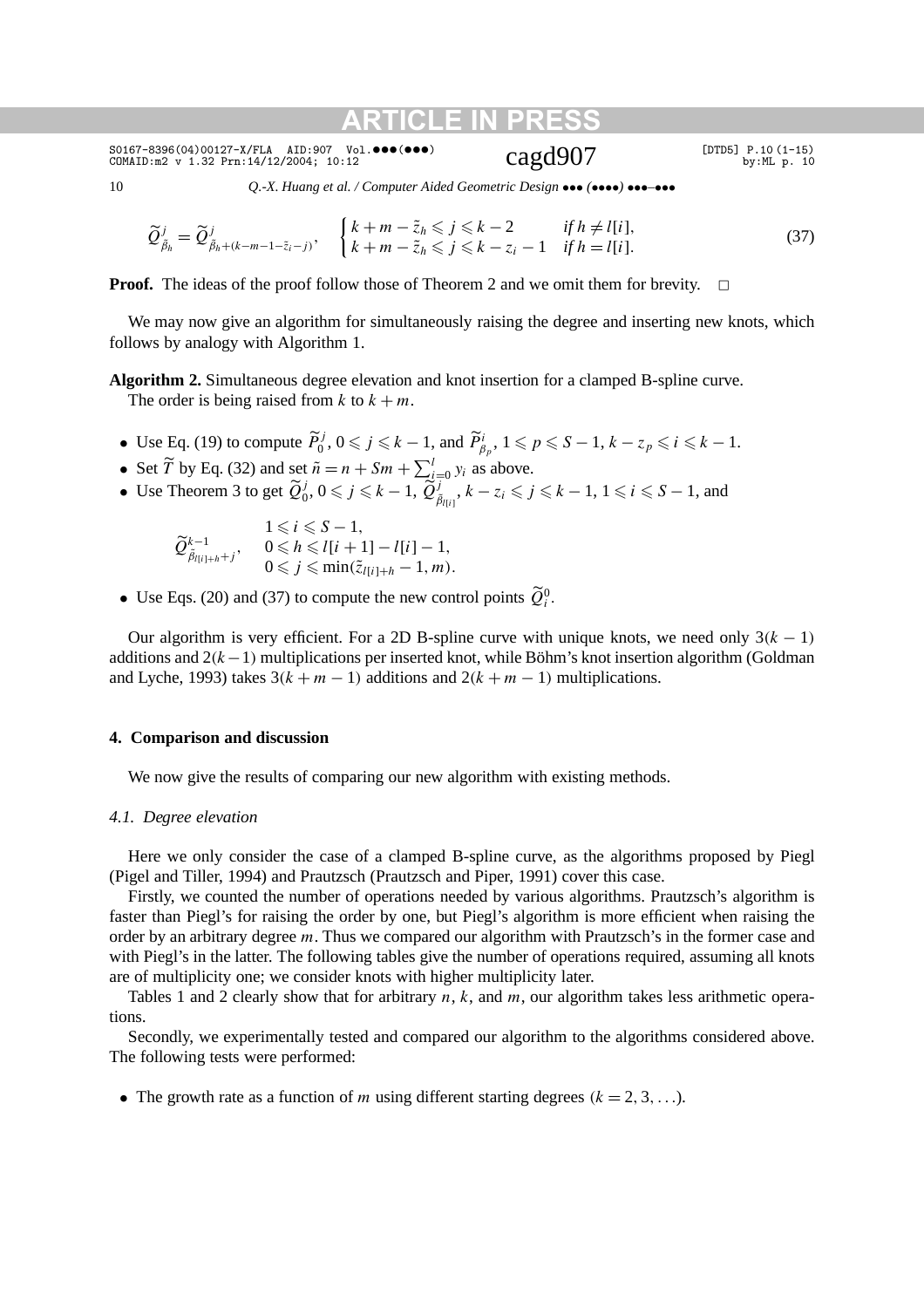$$\widetilde{Q}^j_{\tilde{\beta}_h} = \widetilde{Q}^j_{\tilde{\beta}_h+(k-m-1-\tilde{z}_i-j)}, \quad \begin{cases} k+m-\tilde{z}_h \leqslant j \leqslant k-2 & \textit{if } h \neq l[i], \\ k+m-\tilde{z}_h \leqslant j \leqslant k-z_i-1 & \textit{if } h = l[i]. \end{cases} \tag{37}$$

**Proof.** The ideas of the proof follow those of Theorem 2 and we omit them for brevity. □

We may now give an algorithm for simultaneously raising the degree and inserting new knots, which follows by analogy with Algorithm 1.

**Algorithm 2.** Simultaneous degree elevation and knot insertion for a clamped B-spline curve.
The order is being raised from $k$ to $k+m$.

- Use Eq. (19) to compute $\widetilde{P}^j_0$, $0 \leqslant j \leqslant k-1$, and $\widetilde{P}^i_{\beta_p}$, $1 \leqslant p \leqslant S-1$, $k-z_p \leqslant i \leqslant k-1$.
- Set $\widetilde{T}$ by Eq. (32) and set $\tilde{n} = n + Sm + \sum_{i=0}^{l} y_i$ as above.
- Use Theorem 3 to get $\widetilde{Q}^j_0$, $0 \leqslant j \leqslant k-1$, $\widetilde{Q}^j_{\tilde{\beta}_{l[i]}}$, $k-z_i \leqslant j \leqslant k-1$, $1 \leqslant i \leqslant S-1$, and

$$\widetilde{Q}^{k-1}_{\tilde{\beta}_{l[i]+h}+j}, \quad \begin{array}{l} 1 \leqslant i \leqslant S-1, \\ 0 \leqslant h \leqslant l[i+1] - l[i] - 1, \\ 0 \leqslant j \leqslant \min(\tilde{z}_{l[i]+h} - 1, m). \end{array}$$

- Use Eqs. (20) and (37) to compute the new control points $\widetilde{Q}^0_i$.

Our algorithm is very efficient. For a 2D B-spline curve with unique knots, we need only $3(k-1)$ additions and $2(k-1)$ multiplications per inserted knot, while Böhm's knot insertion algorithm (Goldman and Lyche, 1993) takes $3(k+m-1)$ additions and $2(k+m-1)$ multiplications.

## 4. Comparison and discussion

We now give the results of comparing our new algorithm with existing methods.

### 4.1. Degree elevation

Here we only consider the case of a clamped B-spline curve, as the algorithms proposed by Piegl (Pigel and Tiller, 1994) and Prautzsch (Prautzsch and Piper, 1991) cover this case.

Firstly, we counted the number of operations needed by various algorithms. Prautzsch's algorithm is faster than Piegl's for raising the order by one, but Piegl's algorithm is more efficient when raising the order by an arbitrary degree $m$. Thus we compared our algorithm with Prautzsch's in the former case and with Piegl's in the latter. The following tables give the number of operations required, assuming all knots are of multiplicity one; we consider knots with higher multiplicity later.

Tables 1 and 2 clearly show that for arbitrary $n$, $k$, and $m$, our algorithm takes less arithmetic operations.

Secondly, we experimentally tested and compared our algorithm to the algorithms considered above. The following tests were performed:

- The growth rate as a function of $m$ using different starting degrees $(k = 2, 3, \ldots)$.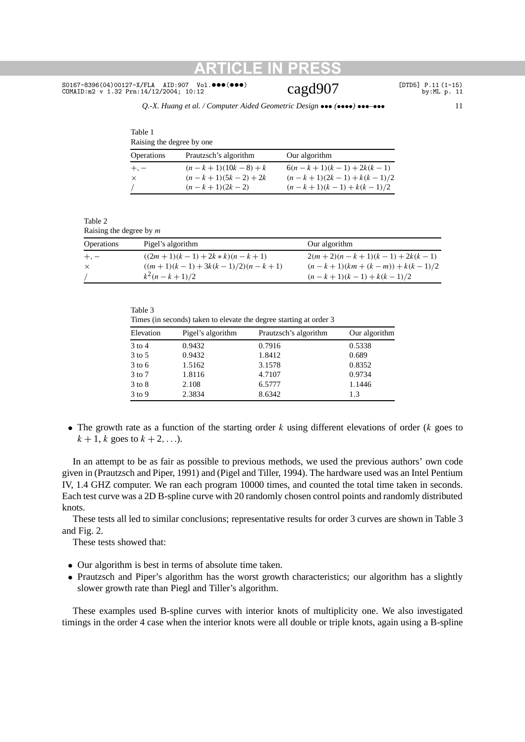Table 1
Raising the degree by one

| Operations | Prautzsch's algorithm | Our algorithm |
|---|---|---|
| $+, -$ | $(n-k+1)(10k-8)+k$ | $6(n-k+1)(k-1)+2k(k-1)$ |
| $\times$ | $(n-k+1)(5k-2)+2k$ | $(n-k+1)(2k-1)+k(k-1)/2$ |
| $/$ | $(n-k+1)(2k-2)$ | $(n-k+1)(k-1)+k(k-1)/2$ |

Table 2
Raising the degree by $m$

| Operations | Pigel's algorithm | Our algorithm |
|---|---|---|
| $+, -$ | $((2m+1)(k-1)+2k*k)(n-k+1)$ | $2(m+2)(n-k+1)(k-1)+2k(k-1)$ |
| $\times$ | $((m+1)(k-1)+3k(k-1)/2)(n-k+1)$ | $(n-k+1)(km+(k-m))+k(k-1)/2$ |
| $/$ | $k^2(n-k+1)/2$ | $(n-k+1)(k-1)+k(k-1)/2$ |

Table 3
Times (in seconds) taken to elevate the degree starting at order 3

| Elevation | Pigel's algorithm | Prautzsch's algorithm | Our algorithm |
|---|---|---|---|
| 3 to 4 | 0.9432 | 0.7916 | 0.5338 |
| 3 to 5 | 0.9432 | 1.8412 | 0.689 |
| 3 to 6 | 1.5162 | 3.1578 | 0.8352 |
| 3 to 7 | 1.8116 | 4.7107 | 0.9734 |
| 3 to 8 | 2.108 | 6.5777 | 1.1446 |
| 3 to 9 | 2.3834 | 8.6342 | 1.3 |

- The growth rate as a function of the starting order $k$ using different elevations of order ($k$ goes to $k+1$, $k$ goes to $k+2, \ldots$).

In an attempt to be as fair as possible to previous methods, we used the previous authors' own code given in (Prautzsch and Piper, 1991) and (Pigel and Tiller, 1994). The hardware used was an Intel Pentium IV, 1.4 GHZ computer. We ran each program 10000 times, and counted the total time taken in seconds. Each test curve was a 2D B-spline curve with 20 randomly chosen control points and randomly distributed knots.

These tests all led to similar conclusions; representative results for order 3 curves are shown in Table 3 and Fig. 2.

These tests showed that:

- Our algorithm is best in terms of absolute time taken.
- Prautzsch and Piper's algorithm has the worst growth characteristics; our algorithm has a slightly slower growth rate than Piegl and Tiller's algorithm.

These examples used B-spline curves with interior knots of multiplicity one. We also investigated timings in the order 4 case when the interior knots were all double or triple knots, again using a B-spline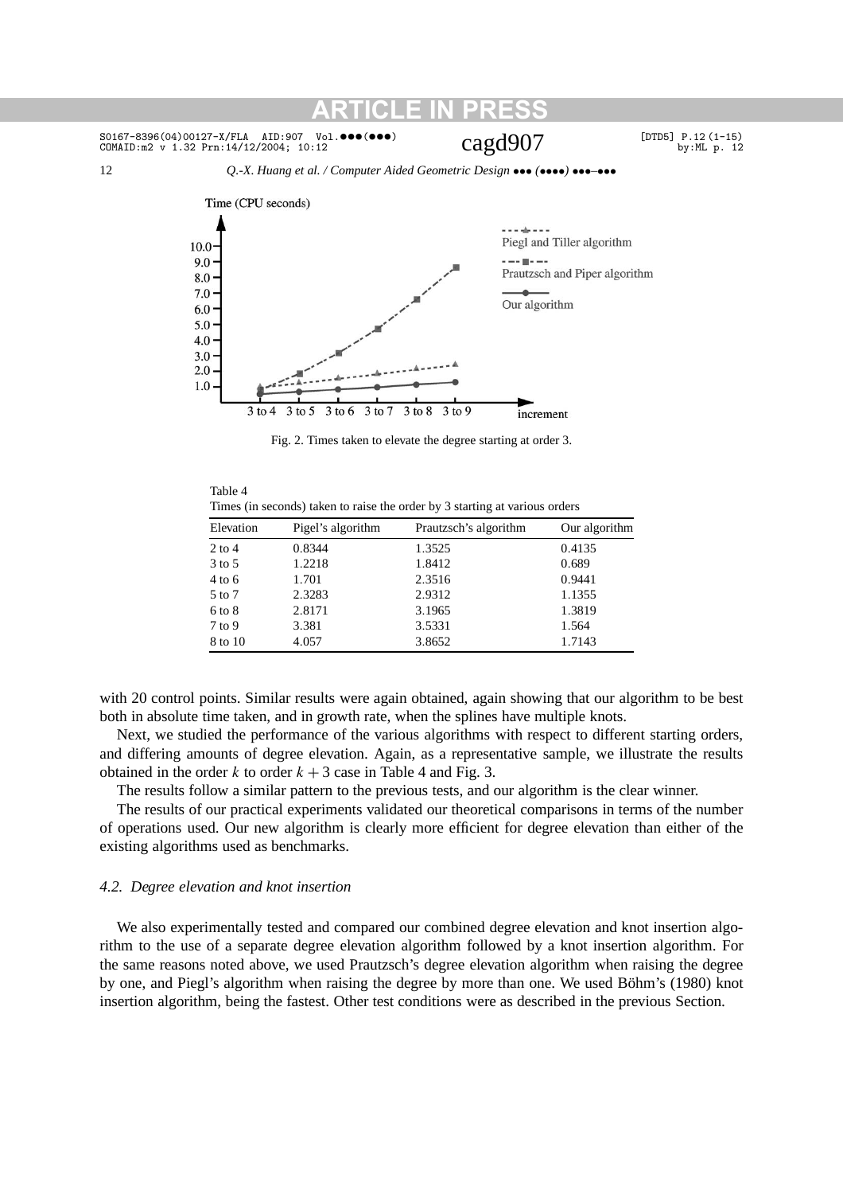Fig. 2. Times taken to elevate the degree starting at order 3.

Table 4
Times (in seconds) taken to raise the order by 3 starting at various orders

| Elevation | Pigel's algorithm | Prautzsch's algorithm | Our algorithm |
|---|---|---|---|
| 2 to 4 | 0.8344 | 1.3525 | 0.4135 |
| 3 to 5 | 1.2218 | 1.8412 | 0.689 |
| 4 to 6 | 1.701 | 2.3516 | 0.9441 |
| 5 to 7 | 2.3283 | 2.9312 | 1.1355 |
| 6 to 8 | 2.8171 | 3.1965 | 1.3819 |
| 7 to 9 | 3.381 | 3.5331 | 1.564 |
| 8 to 10 | 4.057 | 3.8652 | 1.7143 |

with 20 control points. Similar results were again obtained, again showing that our algorithm to be best both in absolute time taken, and in growth rate, when the splines have multiple knots.

Next, we studied the performance of the various algorithms with respect to different starting orders, and differing amounts of degree elevation. Again, as a representative sample, we illustrate the results obtained in the order $k$ to order $k + 3$ case in Table 4 and Fig. 3.

The results follow a similar pattern to the previous tests, and our algorithm is the clear winner.

The results of our practical experiments validated our theoretical comparisons in terms of the number of operations used. Our new algorithm is clearly more efficient for degree elevation than either of the existing algorithms used as benchmarks.

### 4.2. Degree elevation and knot insertion

We also experimentally tested and compared our combined degree elevation and knot insertion algorithm to the use of a separate degree elevation algorithm followed by a knot insertion algorithm. For the same reasons noted above, we used Prautzsch's degree elevation algorithm when raising the degree by one, and Piegl's algorithm when raising the degree by more than one. We used Böhm's (1980) knot insertion algorithm, being the fastest. Other test conditions were as described in the previous Section.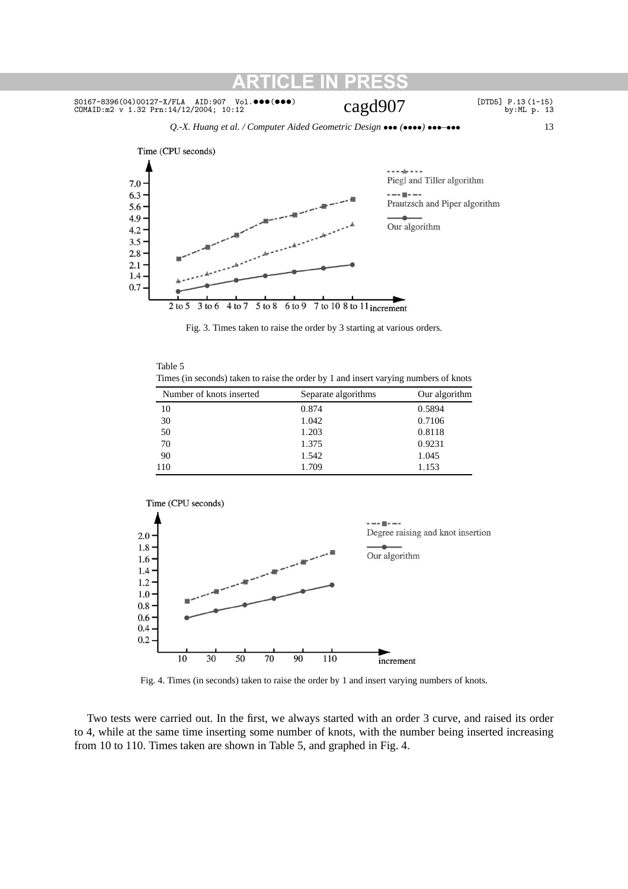Fig. 3. Times taken to raise the order by 3 starting at various orders.

Table 5
Times (in seconds) taken to raise the order by 1 and insert varying numbers of knots

| Number of knots inserted | Separate algorithms | Our algorithm |
|---|---|---|
| 10 | 0.874 | 0.5894 |
| 30 | 1.042 | 0.7106 |
| 50 | 1.203 | 0.8118 |
| 70 | 1.375 | 0.9231 |
| 90 | 1.542 | 1.045 |
| 110 | 1.709 | 1.153 |

Fig. 4. Times (in seconds) taken to raise the order by 1 and insert varying numbers of knots.

Two tests were carried out. In the first, we always started with an order 3 curve, and raised its order to 4, while at the same time inserting some number of knots, with the number being inserted increasing from 10 to 110. Times taken are shown in Table 5, and graphed in Fig. 4.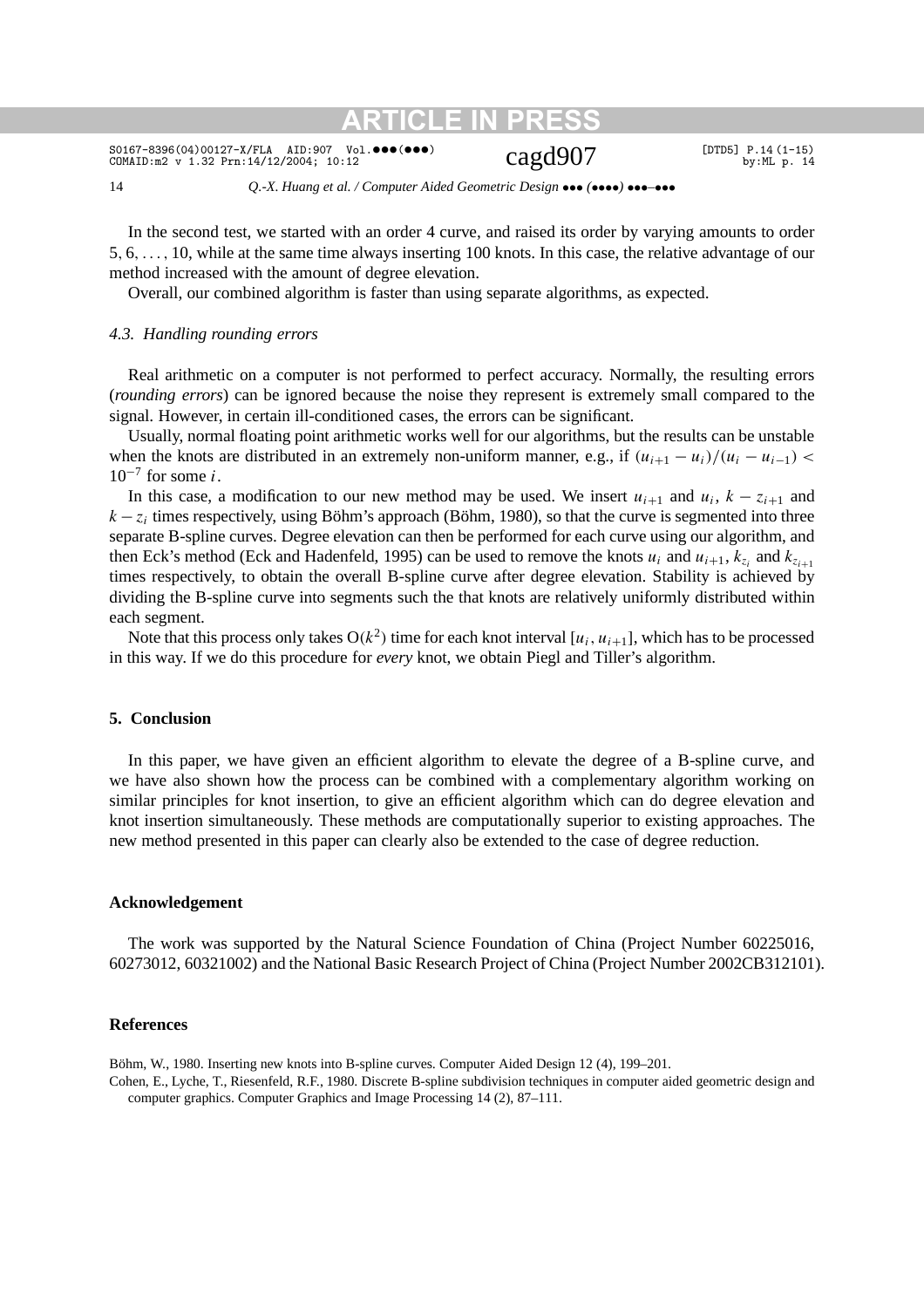In the second test, we started with an order 4 curve, and raised its order by varying amounts to order $5, 6, \ldots, 10$, while at the same time always inserting 100 knots. In this case, the relative advantage of our method increased with the amount of degree elevation.

Overall, our combined algorithm is faster than using separate algorithms, as expected.

### 4.3. Handling rounding errors

Real arithmetic on a computer is not performed to perfect accuracy. Normally, the resulting errors (*rounding errors*) can be ignored because the noise they represent is extremely small compared to the signal. However, in certain ill-conditioned cases, the errors can be significant.

Usually, normal floating point arithmetic works well for our algorithms, but the results can be unstable when the knots are distributed in an extremely non-uniform manner, e.g., if $(u_{i+1} - u_i)/(u_i - u_{i-1}) < 10^{-7}$ for some $i$.

In this case, a modification to our new method may be used. We insert $u_{i+1}$ and $u_i$, $k - z_{i+1}$ and $k - z_i$ times respectively, using Böhm's approach (Böhm, 1980), so that the curve is segmented into three separate B-spline curves. Degree elevation can then be performed for each curve using our algorithm, and then Eck's method (Eck and Hadenfeld, 1995) can be used to remove the knots $u_i$ and $u_{i+1}$, $k_{z_i}$ and $k_{z_{i+1}}$ times respectively, to obtain the overall B-spline curve after degree elevation. Stability is achieved by dividing the B-spline curve into segments such the that knots are relatively uniformly distributed within each segment.

Note that this process only takes $O(k^2)$ time for each knot interval $[u_i, u_{i+1}]$, which has to be processed in this way. If we do this procedure for *every* knot, we obtain Piegl and Tiller's algorithm.

## 5. Conclusion

In this paper, we have given an efficient algorithm to elevate the degree of a B-spline curve, and we have also shown how the process can be combined with a complementary algorithm working on similar principles for knot insertion, to give an efficient algorithm which can do degree elevation and knot insertion simultaneously. These methods are computationally superior to existing approaches. The new method presented in this paper can clearly also be extended to the case of degree reduction.

## Acknowledgement

The work was supported by the Natural Science Foundation of China (Project Number 60225016, 60273012, 60321002) and the National Basic Research Project of China (Project Number 2002CB312101).

## References

Böhm, W., 1980. Inserting new knots into B-spline curves. Computer Aided Design 12 (4), 199–201.

Cohen, E., Lyche, T., Riesenfeld, R.F., 1980. Discrete B-spline subdivision techniques in computer aided geometric design and computer graphics. Computer Graphics and Image Processing 14 (2), 87–111.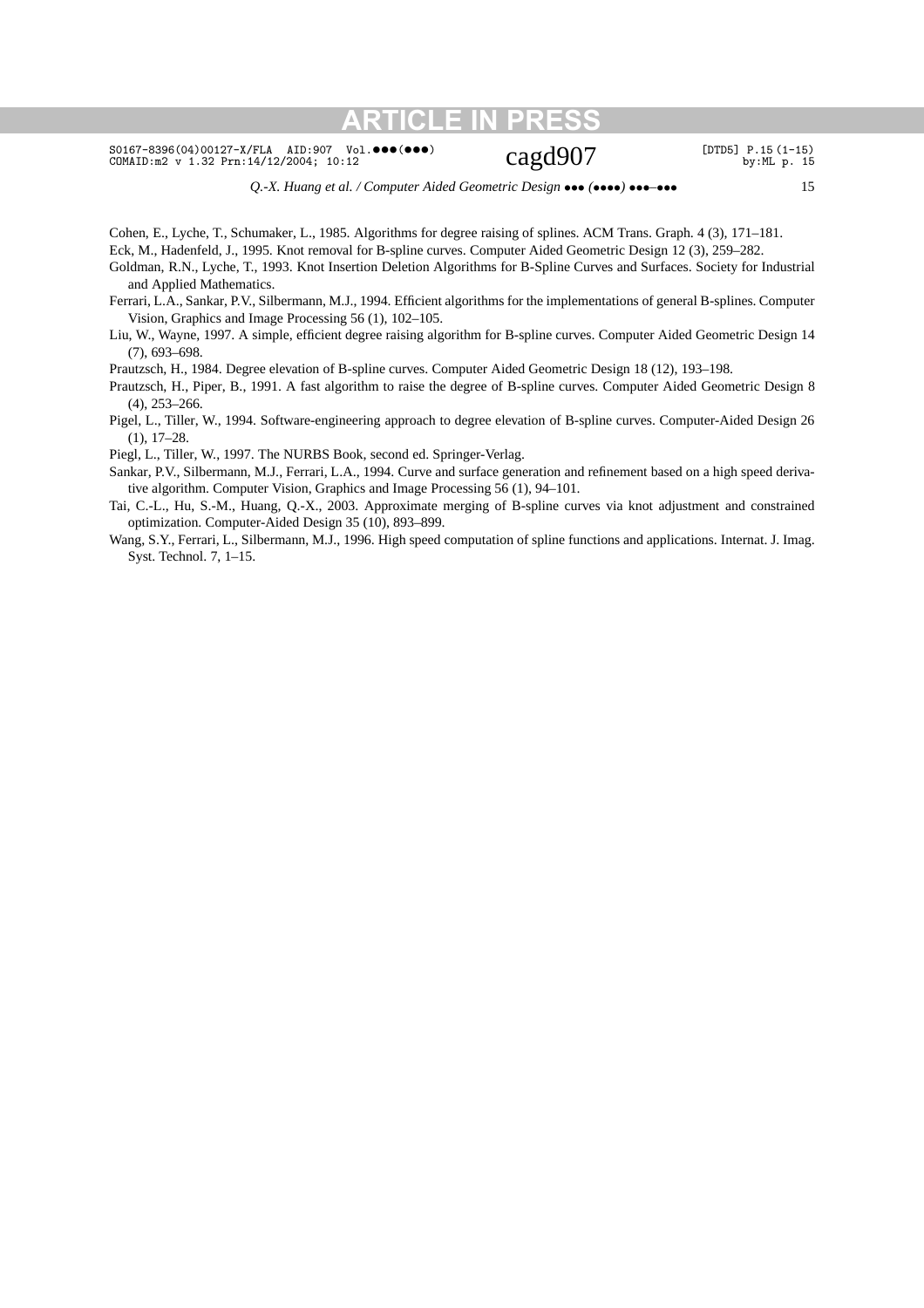Cohen, E., Lyche, T., Schumaker, L., 1985. Algorithms for degree raising of splines. ACM Trans. Graph. 4 (3), 171–181.

Eck, M., Hadenfeld, J., 1995. Knot removal for B-spline curves. Computer Aided Geometric Design 12 (3), 259–282.

Goldman, R.N., Lyche, T., 1993. Knot Insertion Deletion Algorithms for B-Spline Curves and Surfaces. Society for Industrial and Applied Mathematics.

Ferrari, L.A., Sankar, P.V., Silbermann, M.J., 1994. Efficient algorithms for the implementations of general B-splines. Computer Vision, Graphics and Image Processing 56 (1), 102–105.

Liu, W., Wayne, 1997. A simple, efficient degree raising algorithm for B-spline curves. Computer Aided Geometric Design 14 (7), 693–698.

Prautzsch, H., 1984. Degree elevation of B-spline curves. Computer Aided Geometric Design 18 (12), 193–198.

Prautzsch, H., Piper, B., 1991. A fast algorithm to raise the degree of B-spline curves. Computer Aided Geometric Design 8 (4), 253–266.

Pigel, L., Tiller, W., 1994. Software-engineering approach to degree elevation of B-spline curves. Computer-Aided Design 26 (1), 17–28.

Piegl, L., Tiller, W., 1997. The NURBS Book, second ed. Springer-Verlag.

Sankar, P.V., Silbermann, M.J., Ferrari, L.A., 1994. Curve and surface generation and refinement based on a high speed derivative algorithm. Computer Vision, Graphics and Image Processing 56 (1), 94–101.

Tai, C.-L., Hu, S.-M., Huang, Q.-X., 2003. Approximate merging of B-spline curves via knot adjustment and constrained optimization. Computer-Aided Design 35 (10), 893–899.

Wang, S.Y., Ferrari, L., Silbermann, M.J., 1996. High speed computation of spline functions and applications. Internat. J. Imag. Syst. Technol. 7, 1–15.